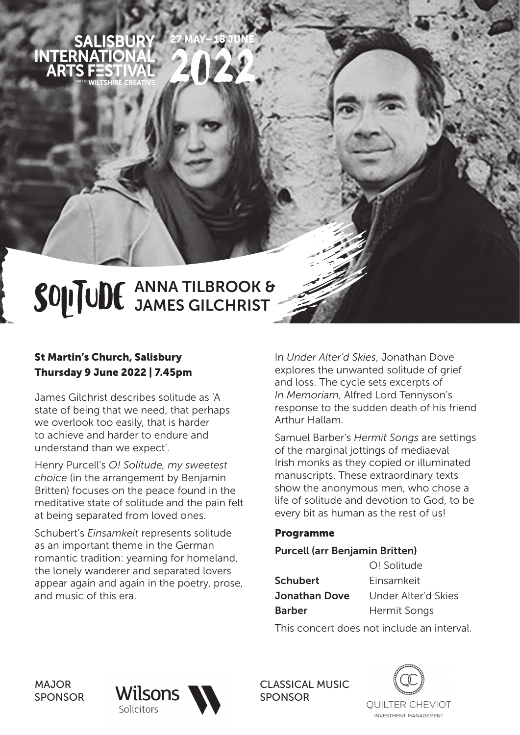SALISBURY INTERNATIONAL ARTS FESTIVAL

PART OF WILTSHIRE CREATIVE

27 MAY–18 JUNE 2022

# SOLITUDE ANNA TILBROOK & JAMES GILCHRIST

**St Martin's Church, Salisbury**
**Thursday 9 June 2022 | 7.45pm**

James Gilchrist describes solitude as 'A state of being that we need, that perhaps we overlook too easily, that is harder to achieve and harder to endure and understand than we expect'.

Henry Purcell's *O! Solitude, my sweetest choice* (in the arrangement by Benjamin Britten) focuses on the peace found in the meditative state of solitude and the pain felt at being separated from loved ones.

Schubert's *Einsamkeit* represents solitude as an important theme in the German romantic tradition: yearning for homeland, the lonely wanderer and separated lovers appear again and again in the poetry, prose, and music of this era.

In *Under Alter'd Skies*, Jonathan Dove explores the unwanted solitude of grief and loss. The cycle sets excerpts of *In Memoriam*, Alfred Lord Tennyson's response to the sudden death of his friend Arthur Hallam.

Samuel Barber's *Hermit Songs* are settings of the marginal jottings of mediaeval Irish monks as they copied or illuminated manuscripts. These extraordinary texts show the anonymous men, who chose a life of solitude and devotion to God, to be every bit as human as the rest of us!

## Programme

**Purcell (arr Benjamin Britten)**
O! Solitude

**Schubert** Einsamkeit

**Jonathan Dove** Under Alter'd Skies

**Barber** Hermit Songs

This concert does not include an interval.

MAJOR SPONSOR Wilsons Solicitors

CLASSICAL MUSIC SPONSOR QUILTER CHEVIOT INVESTMENT MANAGEMENT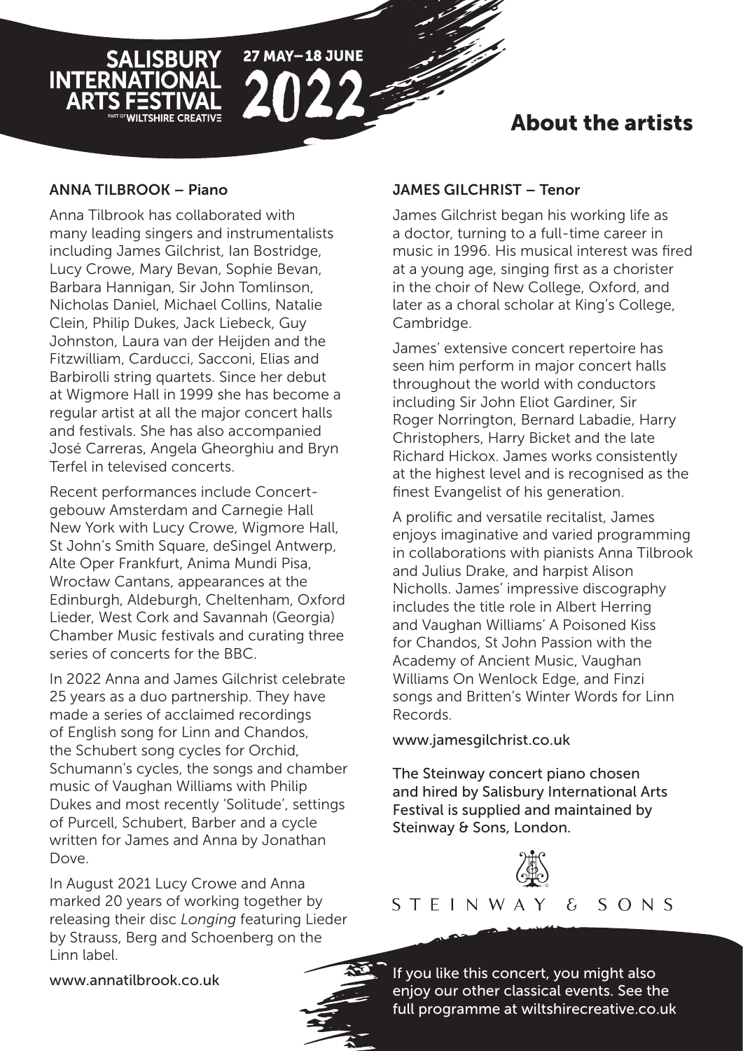SALISBURY INTERNATIONAL ARTS FESTIVAL

PART OF WILTSHIRE CREATIVE

27 MAY–18 JUNE 2022

# About the artists

## ANNA TILBROOK – Piano

Anna Tilbrook has collaborated with many leading singers and instrumentalists including James Gilchrist, Ian Bostridge, Lucy Crowe, Mary Bevan, Sophie Bevan, Barbara Hannigan, Sir John Tomlinson, Nicholas Daniel, Michael Collins, Natalie Clein, Philip Dukes, Jack Liebeck, Guy Johnston, Laura van der Heijden and the Fitzwilliam, Carducci, Sacconi, Elias and Barbirolli string quartets. Since her debut at Wigmore Hall in 1999 she has become a regular artist at all the major concert halls and festivals. She has also accompanied José Carreras, Angela Gheorghiu and Bryn Terfel in televised concerts.

Recent performances include Concertgebouw Amsterdam and Carnegie Hall New York with Lucy Crowe, Wigmore Hall, St John's Smith Square, deSingel Antwerp, Alte Oper Frankfurt, Anima Mundi Pisa, Wrocław Cantans, appearances at the Edinburgh, Aldeburgh, Cheltenham, Oxford Lieder, West Cork and Savannah (Georgia) Chamber Music festivals and curating three series of concerts for the BBC.

In 2022 Anna and James Gilchrist celebrate 25 years as a duo partnership. They have made a series of acclaimed recordings of English song for Linn and Chandos, the Schubert song cycles for Orchid, Schumann's cycles, the songs and chamber music of Vaughan Williams with Philip Dukes and most recently 'Solitude', settings of Purcell, Schubert, Barber and a cycle written for James and Anna by Jonathan Dove.

In August 2021 Lucy Crowe and Anna marked 20 years of working together by releasing their disc *Longing* featuring Lieder by Strauss, Berg and Schoenberg on the Linn label.

www.annatilbrook.co.uk

## JAMES GILCHRIST – Tenor

James Gilchrist began his working life as a doctor, turning to a full-time career in music in 1996. His musical interest was fired at a young age, singing first as a chorister in the choir of New College, Oxford, and later as a choral scholar at King's College, Cambridge.

James' extensive concert repertoire has seen him perform in major concert halls throughout the world with conductors including Sir John Eliot Gardiner, Sir Roger Norrington, Bernard Labadie, Harry Christophers, Harry Bicket and the late Richard Hickox. James works consistently at the highest level and is recognised as the finest Evangelist of his generation.

A prolific and versatile recitalist, James enjoys imaginative and varied programming in collaborations with pianists Anna Tilbrook and Julius Drake, and harpist Alison Nicholls. James' impressive discography includes the title role in Albert Herring and Vaughan Williams' A Poisoned Kiss for Chandos, St John Passion with the Academy of Ancient Music, Vaughan Williams On Wenlock Edge, and Finzi songs and Britten's Winter Words for Linn Records.

www.jamesgilchrist.co.uk

The Steinway concert piano chosen and hired by Salisbury International Arts Festival is supplied and maintained by Steinway & Sons, London.

STEINWAY & SONS

If you like this concert, you might also enjoy our other classical events. See the full programme at wiltshirecreative.co.uk